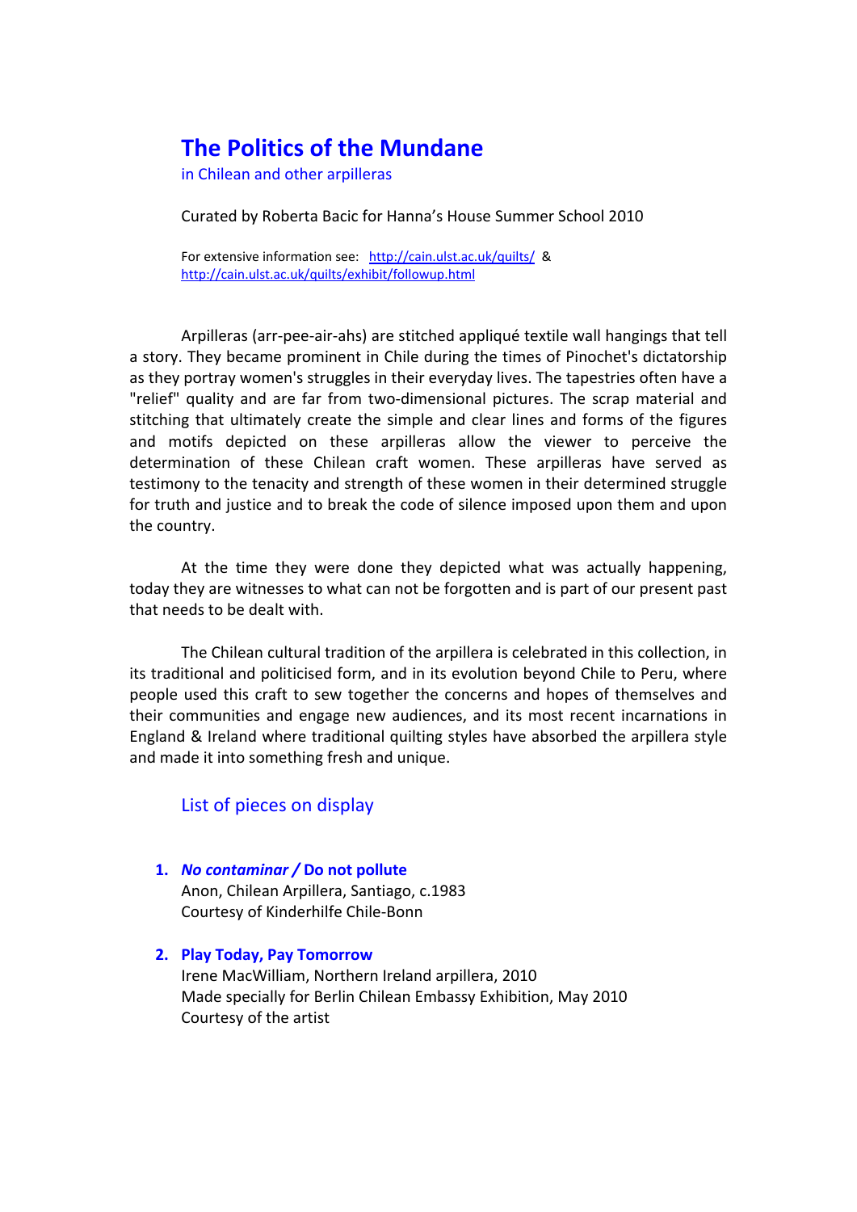# The Politics of the Mundane

in Chilean and other arpilleras

Curated by Roberta Bacic for Hanna's House Summer School 2010

For extensive information see: http://cain.ulst.ac.uk/quilts/ & http://cain.ulst.ac.uk/quilts/exhibit/followup.html

Arpilleras (arr-pee-air-ahs) are stitched appliqué textile wall hangings that tell a story. They became prominent in Chile during the times of Pinochet's dictatorship as they portray women's struggles in their everyday lives. The tapestries often have a "relief" quality and are far from two-dimensional pictures. The scrap material and stitching that ultimately create the simple and clear lines and forms of the figures and motifs depicted on these arpilleras allow the viewer to perceive the determination of these Chilean craft women. These arpilleras have served as testimony to the tenacity and strength of these women in their determined struggle for truth and justice and to break the code of silence imposed upon them and upon the country.

At the time they were done they depicted what was actually happening, today they are witnesses to what can not be forgotten and is part of our present past that needs to be dealt with.

The Chilean cultural tradition of the arpillera is celebrated in this collection, in its traditional and politicised form, and in its evolution beyond Chile to Peru, where people used this craft to sew together the concerns and hopes of themselves and their communities and engage new audiences, and its most recent incarnations in England & Ireland where traditional quilting styles have absorbed the arpillera style and made it into something fresh and unique.

## List of pieces on display

1. ***No contaminar* / Do not pollute**
   Anon, Chilean Arpillera, Santiago, c.1983
   Courtesy of Kinderhilfe Chile-Bonn

2. **Play Today, Pay Tomorrow**
   Irene MacWilliam, Northern Ireland arpillera, 2010
   Made specially for Berlin Chilean Embassy Exhibition, May 2010
   Courtesy of the artist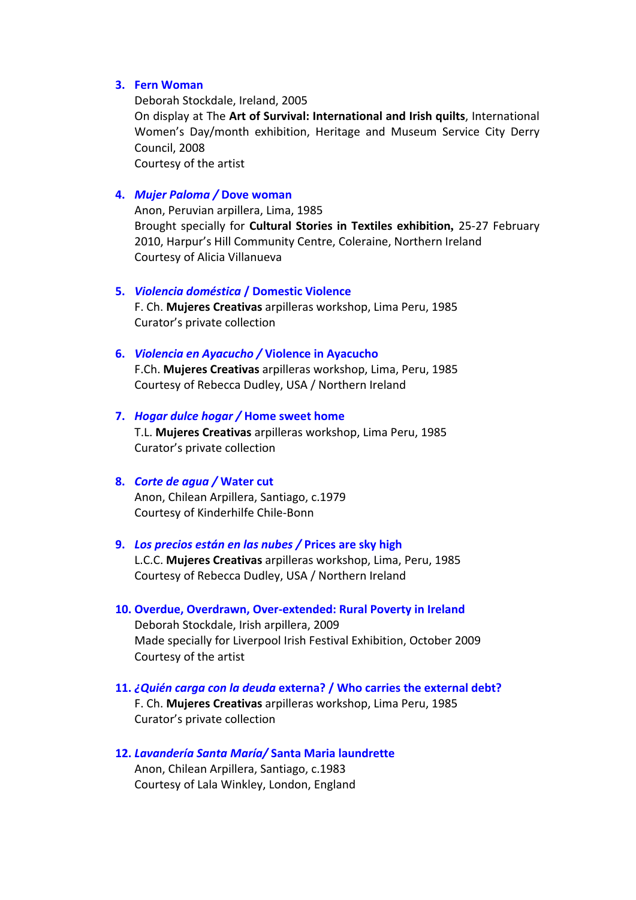3. **Fern Woman**
   Deborah Stockdale, Ireland, 2005
   On display at The **Art of Survival: International and Irish quilts**, International Women's Day/month exhibition, Heritage and Museum Service City Derry Council, 2008
   Courtesy of the artist

4. ***Mujer Paloma* / Dove woman**
   Anon, Peruvian arpillera, Lima, 1985
   Brought specially for **Cultural Stories in Textiles exhibition,** 25-27 February 2010, Harpur's Hill Community Centre, Coleraine, Northern Ireland
   Courtesy of Alicia Villanueva

5. ***Violencia doméstica* / Domestic Violence**
   F. Ch. **Mujeres Creativas** arpilleras workshop, Lima Peru, 1985
   Curator's private collection

6. ***Violencia en Ayacucho* / Violence in Ayacucho**
   F.Ch. **Mujeres Creativas** arpilleras workshop, Lima, Peru, 1985
   Courtesy of Rebecca Dudley, USA / Northern Ireland

7. ***Hogar dulce hogar* / Home sweet home**
   T.L. **Mujeres Creativas** arpilleras workshop, Lima Peru, 1985
   Curator's private collection

8. ***Corte de agua* / Water cut**
   Anon, Chilean Arpillera, Santiago, c.1979
   Courtesy of Kinderhilfe Chile-Bonn

9. ***Los precios están en las nubes* / Prices are sky high**
   L.C.C. **Mujeres Creativas** arpilleras workshop, Lima, Peru, 1985
   Courtesy of Rebecca Dudley, USA / Northern Ireland

10. **Overdue, Overdrawn, Over-extended: Rural Poverty in Ireland**
    Deborah Stockdale, Irish arpillera, 2009
    Made specially for Liverpool Irish Festival Exhibition, October 2009
    Courtesy of the artist

11. ***¿Quién carga con la deuda* externa? / Who carries the external debt?**
    F. Ch. **Mujeres Creativas** arpilleras workshop, Lima Peru, 1985
    Curator's private collection

12. ***Lavandería Santa María*/ Santa Maria laundrette**
    Anon, Chilean Arpillera, Santiago, c.1983
    Courtesy of Lala Winkley, London, England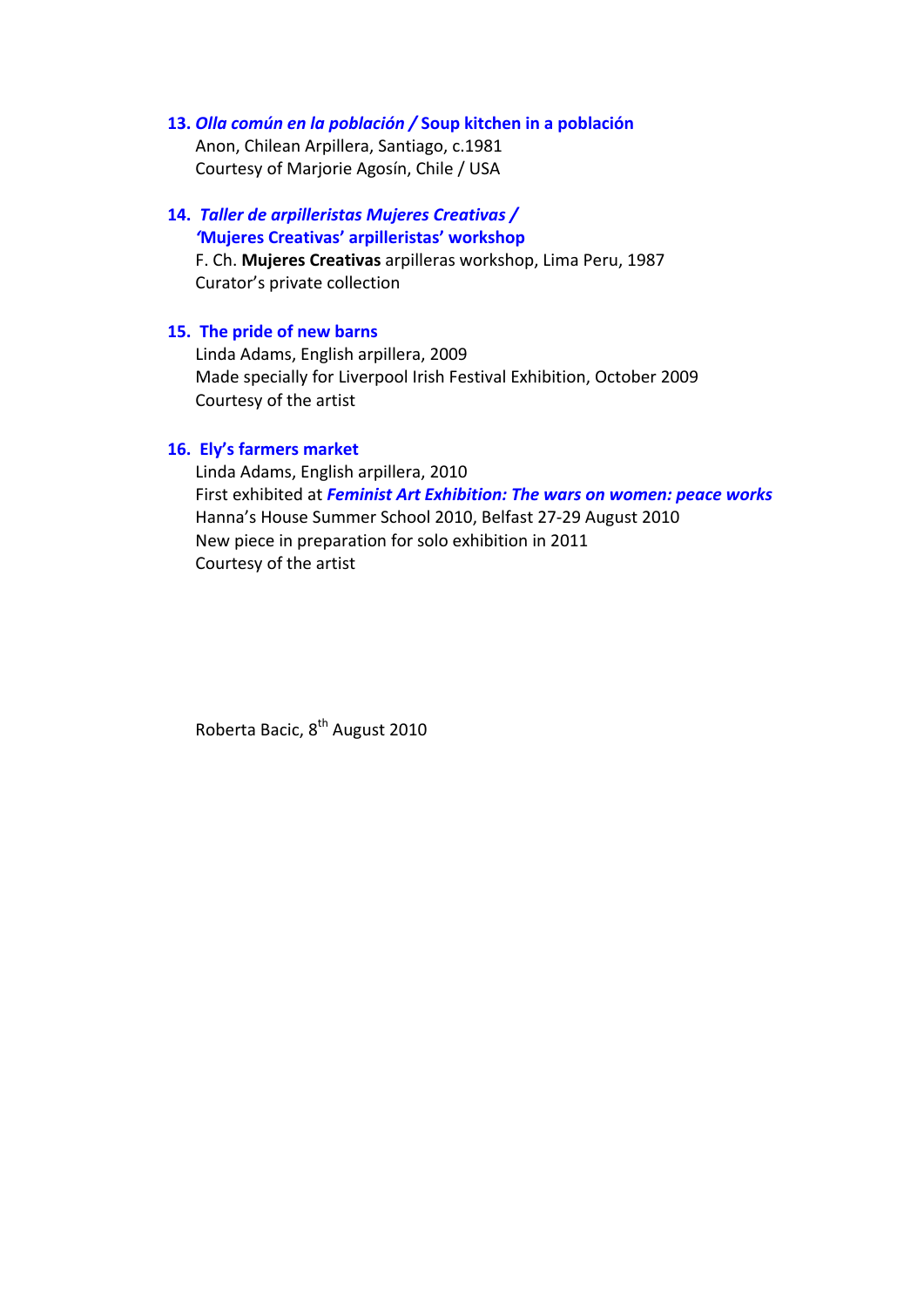**13.** ***Olla común en la población /* Soup kitchen in a población**

Anon, Chilean Arpillera, Santiago, c.1981
Courtesy of Marjorie Agosín, Chile / USA

**14.** ***Taller de arpilleristas Mujeres Creativas /***
**'Mujeres Creativas' arpilleristas' workshop**

F. Ch. **Mujeres Creativas** arpilleras workshop, Lima Peru, 1987
Curator's private collection

**15. The pride of new barns**

Linda Adams, English arpillera, 2009
Made specially for Liverpool Irish Festival Exhibition, October 2009
Courtesy of the artist

**16. Ely's farmers market**

Linda Adams, English arpillera, 2010
First exhibited at ***Feminist Art Exhibition: The wars on women: peace works***
Hanna's House Summer School 2010, Belfast 27-29 August 2010
New piece in preparation for solo exhibition in 2011
Courtesy of the artist

Roberta Bacic, 8th August 2010